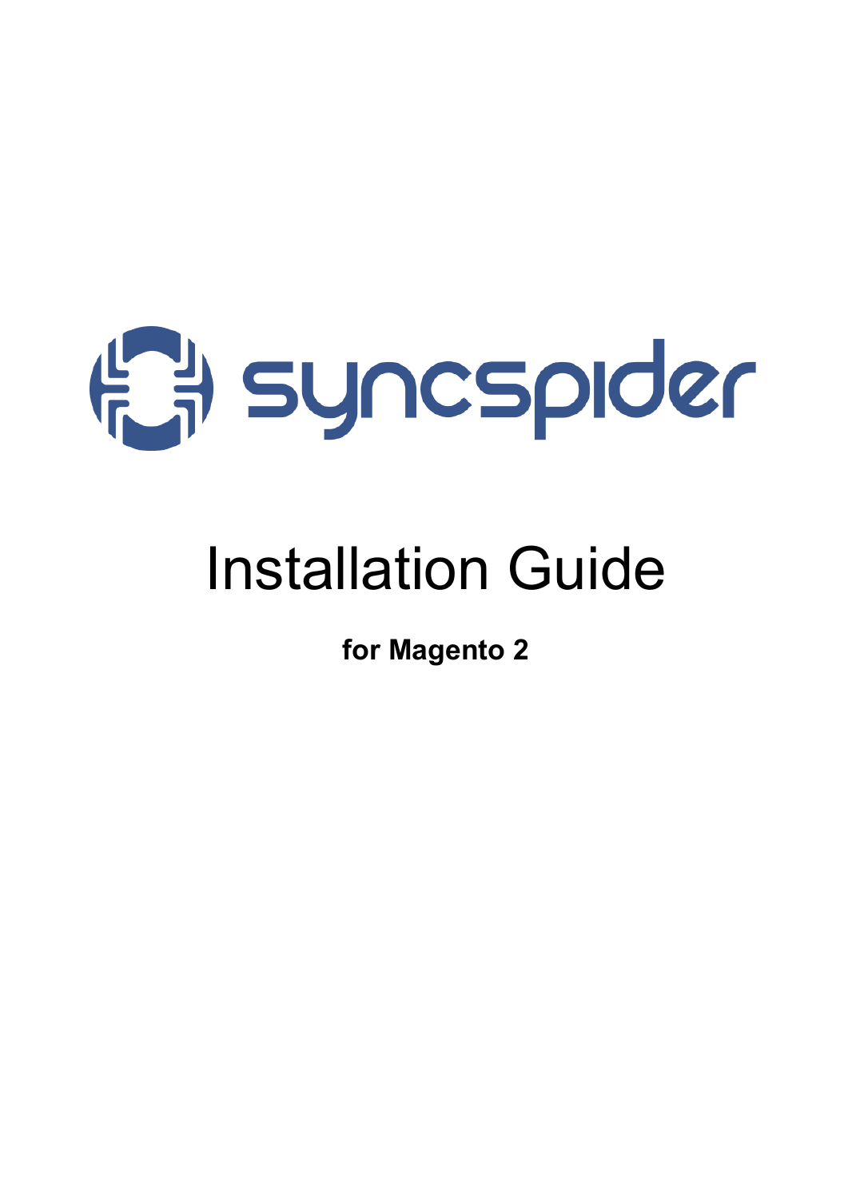syncspider

# Installation Guide

**for Magento 2**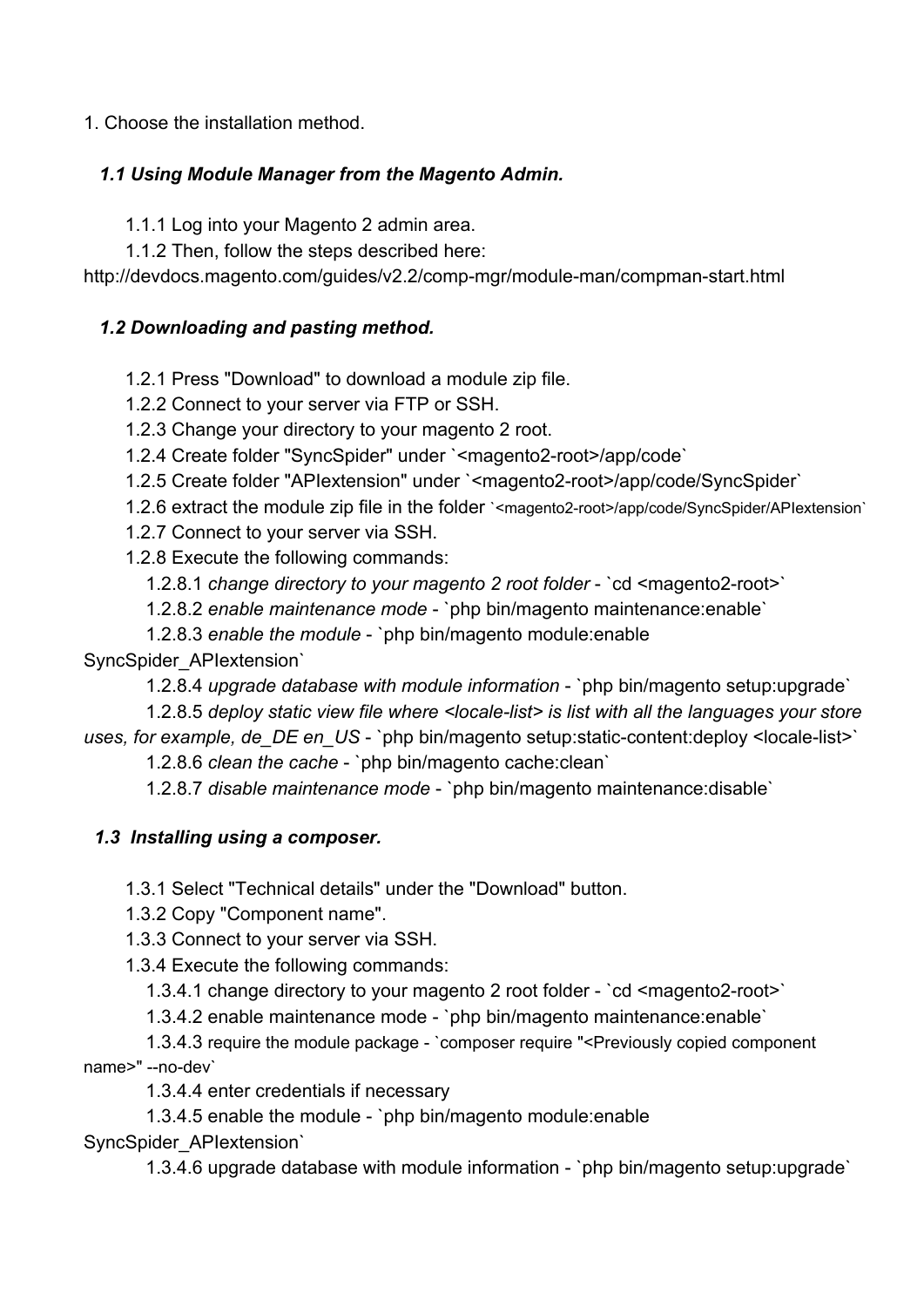1. Choose the installation method.

### *1.1 Using Module Manager from the Magento Admin.*

1.1.1 Log into your Magento 2 admin area.

1.1.2 Then, follow the steps described here: http://devdocs.magento.com/guides/v2.2/comp-mgr/module-man/compman-start.html

### *1.2 Downloading and pasting method.*

1.2.1 Press "Download" to download a module zip file.

1.2.2 Connect to your server via FTP or SSH.

1.2.3 Change your directory to your magento 2 root.

1.2.4 Create folder "SyncSpider" under `<magento2-root>/app/code`

1.2.5 Create folder "APIextension" under `<magento2-root>/app/code/SyncSpider`

1.2.6 extract the module zip file in the folder `<magento2-root>/app/code/SyncSpider/APIextension`

1.2.7 Connect to your server via SSH.

1.2.8 Execute the following commands:

1.2.8.1 *change directory to your magento 2 root folder* - `cd <magento2-root>`

1.2.8.2 *enable maintenance mode* - `php bin/magento maintenance:enable`

1.2.8.3 *enable the module* - `php bin/magento module:enable SyncSpider_APIextension`

1.2.8.4 *upgrade database with module information* - `php bin/magento setup:upgrade`

1.2.8.5 *deploy static view file where <locale-list> is list with all the languages your store uses, for example, de_DE en_US* - `php bin/magento setup:static-content:deploy <locale-list>`

1.2.8.6 *clean the cache* - `php bin/magento cache:clean`

1.2.8.7 *disable maintenance mode* - `php bin/magento maintenance:disable`

### *1.3 Installing using a composer.*

1.3.1 Select "Technical details" under the "Download" button.

1.3.2 Copy "Component name".

1.3.3 Connect to your server via SSH.

1.3.4 Execute the following commands:

1.3.4.1 change directory to your magento 2 root folder - `cd <magento2-root>`

1.3.4.2 enable maintenance mode - `php bin/magento maintenance:enable`

1.3.4.3 require the module package - `composer require "<Previously copied component name>" --no-dev`

1.3.4.4 enter credentials if necessary

1.3.4.5 enable the module - `php bin/magento module:enable SyncSpider_APIextension`

1.3.4.6 upgrade database with module information - `php bin/magento setup:upgrade`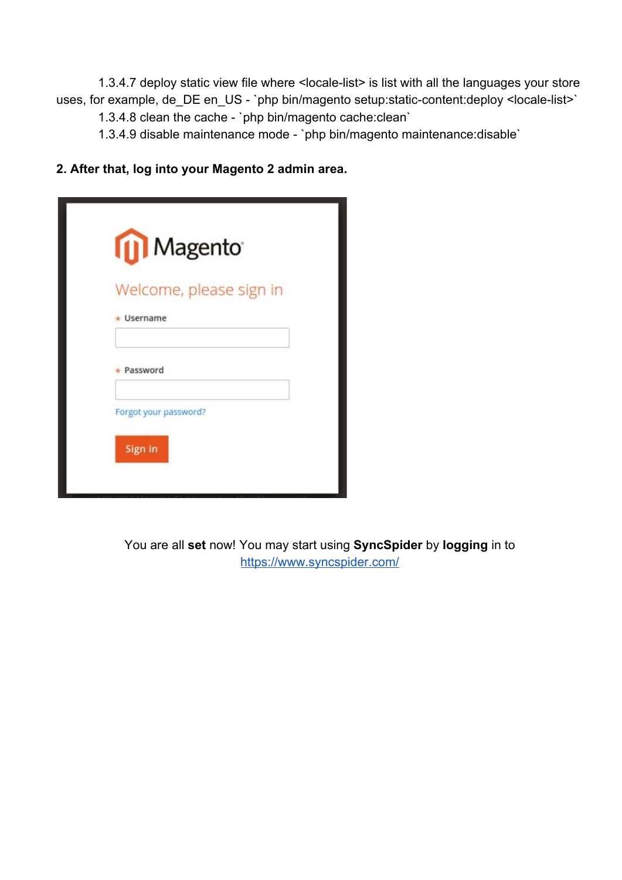1.3.4.7 deploy static view file where <locale-list> is list with all the languages your store uses, for example, de_DE en_US - `php bin/magento setup:static-content:deploy <locale-list>`

1.3.4.8 clean the cache - `php bin/magento cache:clean`

1.3.4.9 disable maintenance mode - `php bin/magento maintenance:disable`

**2. After that, log into your Magento 2 admin area.**

You are all **set** now! You may start using **SyncSpider** by **logging** in to [https://www.syncspider.com/](https://www.syncspider.com/)